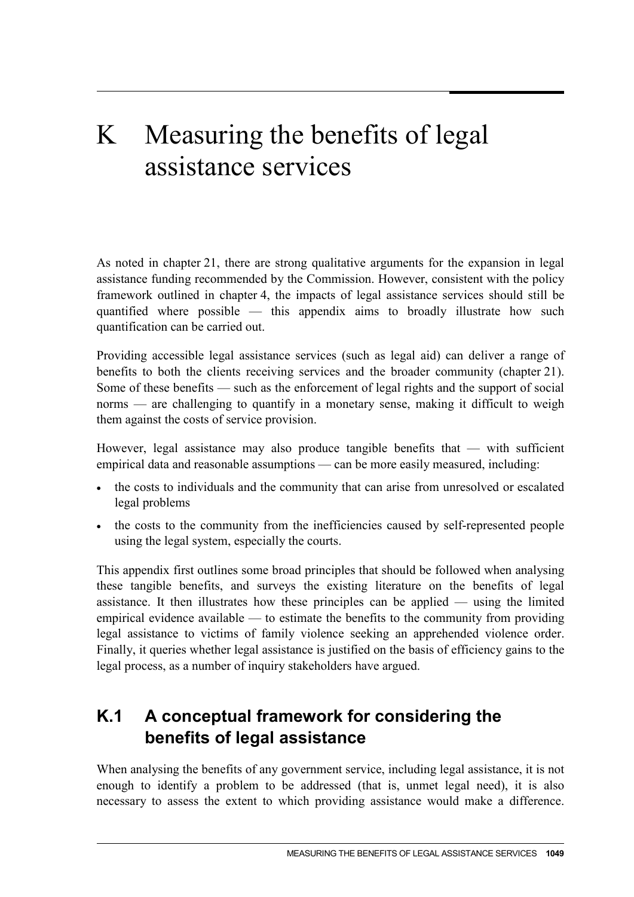# K Measuring the benefits of legal assistance services

As noted in chapter 21, there are strong qualitative arguments for the expansion in legal assistance funding recommended by the Commission. However, consistent with the policy framework outlined in chapter 4, the impacts of legal assistance services should still be quantified where possible — this appendix aims to broadly illustrate how such quantification can be carried out.

Providing accessible legal assistance services (such as legal aid) can deliver a range of benefits to both the clients receiving services and the broader community (chapter 21). Some of these benefits — such as the enforcement of legal rights and the support of social norms — are challenging to quantify in a monetary sense, making it difficult to weigh them against the costs of service provision.

However, legal assistance may also produce tangible benefits that — with sufficient empirical data and reasonable assumptions — can be more easily measured, including:

- the costs to individuals and the community that can arise from unresolved or escalated legal problems
- the costs to the community from the inefficiencies caused by self-represented people using the legal system, especially the courts.

This appendix first outlines some broad principles that should be followed when analysing these tangible benefits, and surveys the existing literature on the benefits of legal assistance. It then illustrates how these principles can be applied — using the limited empirical evidence available — to estimate the benefits to the community from providing legal assistance to victims of family violence seeking an apprehended violence order. Finally, it queries whether legal assistance is justified on the basis of efficiency gains to the legal process, as a number of inquiry stakeholders have argued.

## K.1 A conceptual framework for considering the benefits of legal assistance

When analysing the benefits of any government service, including legal assistance, it is not enough to identify a problem to be addressed (that is, unmet legal need), it is also necessary to assess the extent to which providing assistance would make a difference.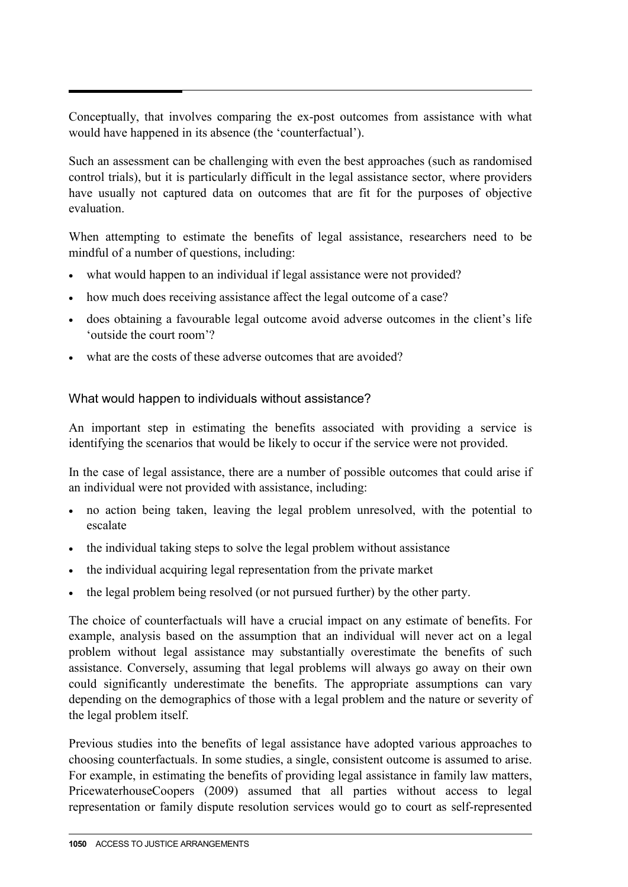Conceptually, that involves comparing the ex-post outcomes from assistance with what would have happened in its absence (the 'counterfactual').

Such an assessment can be challenging with even the best approaches (such as randomised control trials), but it is particularly difficult in the legal assistance sector, where providers have usually not captured data on outcomes that are fit for the purposes of objective evaluation.

When attempting to estimate the benefits of legal assistance, researchers need to be mindful of a number of questions, including:

- what would happen to an individual if legal assistance were not provided?
- how much does receiving assistance affect the legal outcome of a case?
- does obtaining a favourable legal outcome avoid adverse outcomes in the client's life 'outside the court room'?
- what are the costs of these adverse outcomes that are avoided?

### What would happen to individuals without assistance?

An important step in estimating the benefits associated with providing a service is identifying the scenarios that would be likely to occur if the service were not provided.

In the case of legal assistance, there are a number of possible outcomes that could arise if an individual were not provided with assistance, including:

- no action being taken, leaving the legal problem unresolved, with the potential to escalate
- the individual taking steps to solve the legal problem without assistance
- the individual acquiring legal representation from the private market
- the legal problem being resolved (or not pursued further) by the other party.

The choice of counterfactuals will have a crucial impact on any estimate of benefits. For example, analysis based on the assumption that an individual will never act on a legal problem without legal assistance may substantially overestimate the benefits of such assistance. Conversely, assuming that legal problems will always go away on their own could significantly underestimate the benefits. The appropriate assumptions can vary depending on the demographics of those with a legal problem and the nature or severity of the legal problem itself.

Previous studies into the benefits of legal assistance have adopted various approaches to choosing counterfactuals. In some studies, a single, consistent outcome is assumed to arise. For example, in estimating the benefits of providing legal assistance in family law matters, PricewaterhouseCoopers (2009) assumed that all parties without access to legal representation or family dispute resolution services would go to court as self-represented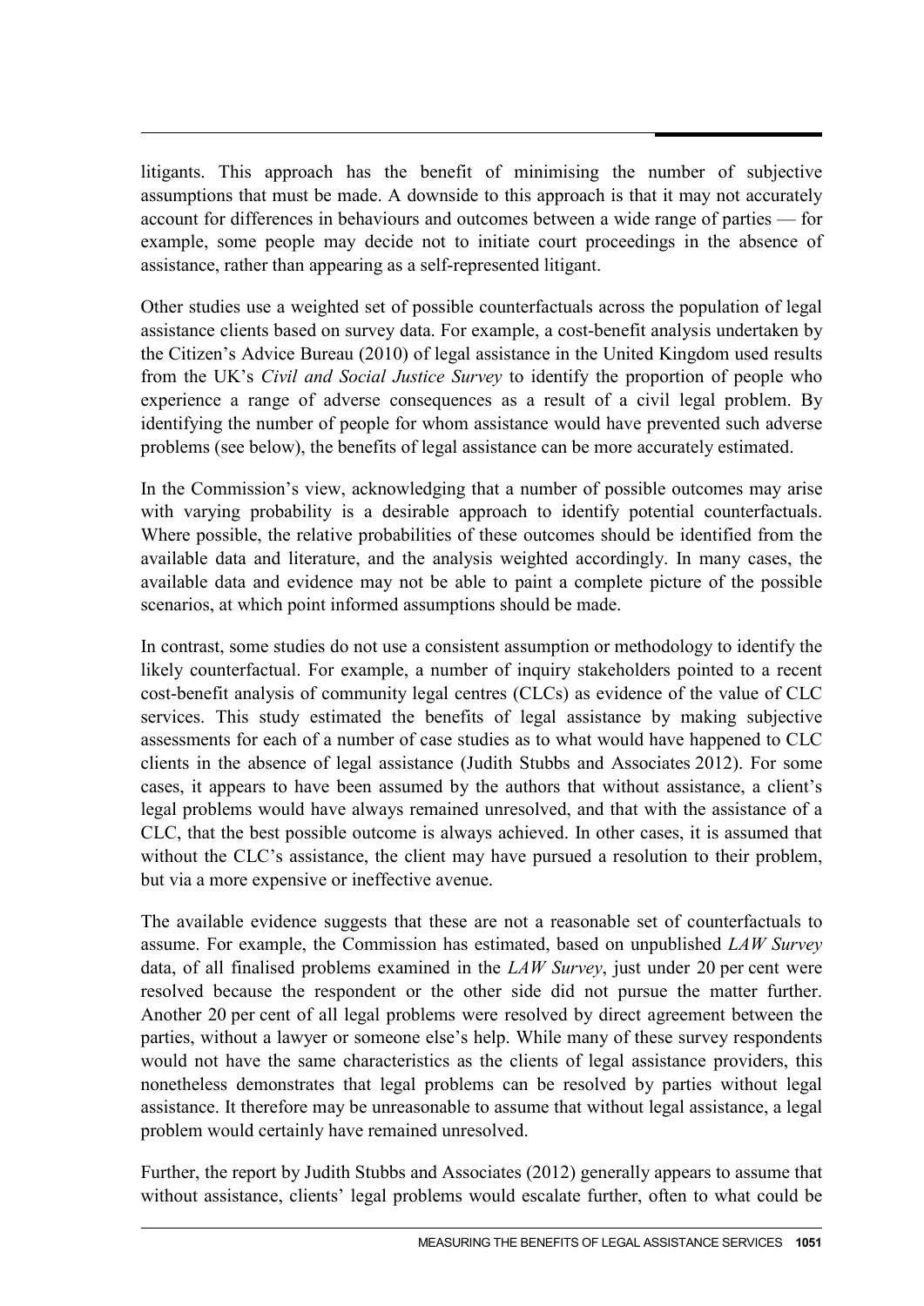litigants. This approach has the benefit of minimising the number of subjective assumptions that must be made. A downside to this approach is that it may not accurately account for differences in behaviours and outcomes between a wide range of parties — for example, some people may decide not to initiate court proceedings in the absence of assistance, rather than appearing as a self-represented litigant.

Other studies use a weighted set of possible counterfactuals across the population of legal assistance clients based on survey data. For example, a cost-benefit analysis undertaken by the Citizen's Advice Bureau (2010) of legal assistance in the United Kingdom used results from the UK's *Civil and Social Justice Survey* to identify the proportion of people who experience a range of adverse consequences as a result of a civil legal problem. By identifying the number of people for whom assistance would have prevented such adverse problems (see below), the benefits of legal assistance can be more accurately estimated.

In the Commission's view, acknowledging that a number of possible outcomes may arise with varying probability is a desirable approach to identify potential counterfactuals. Where possible, the relative probabilities of these outcomes should be identified from the available data and literature, and the analysis weighted accordingly. In many cases, the available data and evidence may not be able to paint a complete picture of the possible scenarios, at which point informed assumptions should be made.

In contrast, some studies do not use a consistent assumption or methodology to identify the likely counterfactual. For example, a number of inquiry stakeholders pointed to a recent cost-benefit analysis of community legal centres (CLCs) as evidence of the value of CLC services. This study estimated the benefits of legal assistance by making subjective assessments for each of a number of case studies as to what would have happened to CLC clients in the absence of legal assistance (Judith Stubbs and Associates 2012). For some cases, it appears to have been assumed by the authors that without assistance, a client's legal problems would have always remained unresolved, and that with the assistance of a CLC, that the best possible outcome is always achieved. In other cases, it is assumed that without the CLC's assistance, the client may have pursued a resolution to their problem, but via a more expensive or ineffective avenue.

The available evidence suggests that these are not a reasonable set of counterfactuals to assume. For example, the Commission has estimated, based on unpublished *LAW Survey* data, of all finalised problems examined in the *LAW Survey*, just under 20 per cent were resolved because the respondent or the other side did not pursue the matter further. Another 20 per cent of all legal problems were resolved by direct agreement between the parties, without a lawyer or someone else's help. While many of these survey respondents would not have the same characteristics as the clients of legal assistance providers, this nonetheless demonstrates that legal problems can be resolved by parties without legal assistance. It therefore may be unreasonable to assume that without legal assistance, a legal problem would certainly have remained unresolved.

Further, the report by Judith Stubbs and Associates (2012) generally appears to assume that without assistance, clients' legal problems would escalate further, often to what could be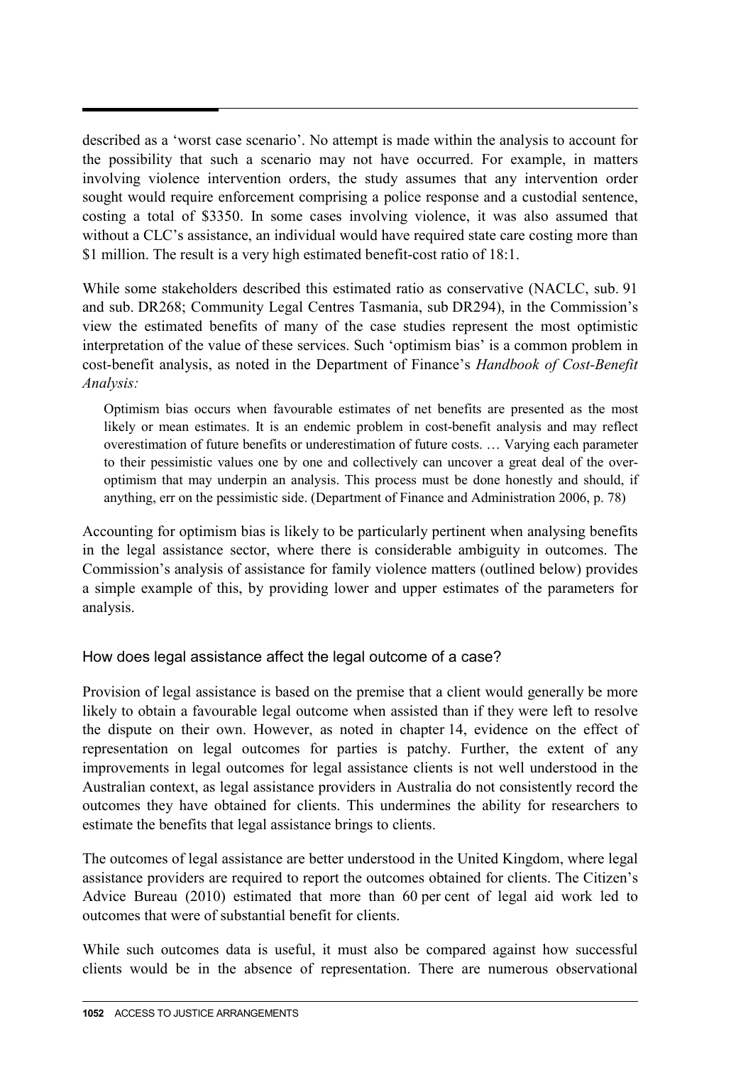described as a 'worst case scenario'. No attempt is made within the analysis to account for the possibility that such a scenario may not have occurred. For example, in matters involving violence intervention orders, the study assumes that any intervention order sought would require enforcement comprising a police response and a custodial sentence, costing a total of $3350. In some cases involving violence, it was also assumed that without a CLC's assistance, an individual would have required state care costing more than $1 million. The result is a very high estimated benefit-cost ratio of 18:1.

While some stakeholders described this estimated ratio as conservative (NACLC, sub. 91 and sub. DR268; Community Legal Centres Tasmania, sub DR294), in the Commission's view the estimated benefits of many of the case studies represent the most optimistic interpretation of the value of these services. Such 'optimism bias' is a common problem in cost-benefit analysis, as noted in the Department of Finance's *Handbook of Cost-Benefit Analysis:*

> Optimism bias occurs when favourable estimates of net benefits are presented as the most likely or mean estimates. It is an endemic problem in cost-benefit analysis and may reflect overestimation of future benefits or underestimation of future costs. … Varying each parameter to their pessimistic values one by one and collectively can uncover a great deal of the over-optimism that may underpin an analysis. This process must be done honestly and should, if anything, err on the pessimistic side. (Department of Finance and Administration 2006, p. 78)

Accounting for optimism bias is likely to be particularly pertinent when analysing benefits in the legal assistance sector, where there is considerable ambiguity in outcomes. The Commission's analysis of assistance for family violence matters (outlined below) provides a simple example of this, by providing lower and upper estimates of the parameters for analysis.

### How does legal assistance affect the legal outcome of a case?

Provision of legal assistance is based on the premise that a client would generally be more likely to obtain a favourable legal outcome when assisted than if they were left to resolve the dispute on their own. However, as noted in chapter 14, evidence on the effect of representation on legal outcomes for parties is patchy. Further, the extent of any improvements in legal outcomes for legal assistance clients is not well understood in the Australian context, as legal assistance providers in Australia do not consistently record the outcomes they have obtained for clients. This undermines the ability for researchers to estimate the benefits that legal assistance brings to clients.

The outcomes of legal assistance are better understood in the United Kingdom, where legal assistance providers are required to report the outcomes obtained for clients. The Citizen's Advice Bureau (2010) estimated that more than 60 per cent of legal aid work led to outcomes that were of substantial benefit for clients.

While such outcomes data is useful, it must also be compared against how successful clients would be in the absence of representation. There are numerous observational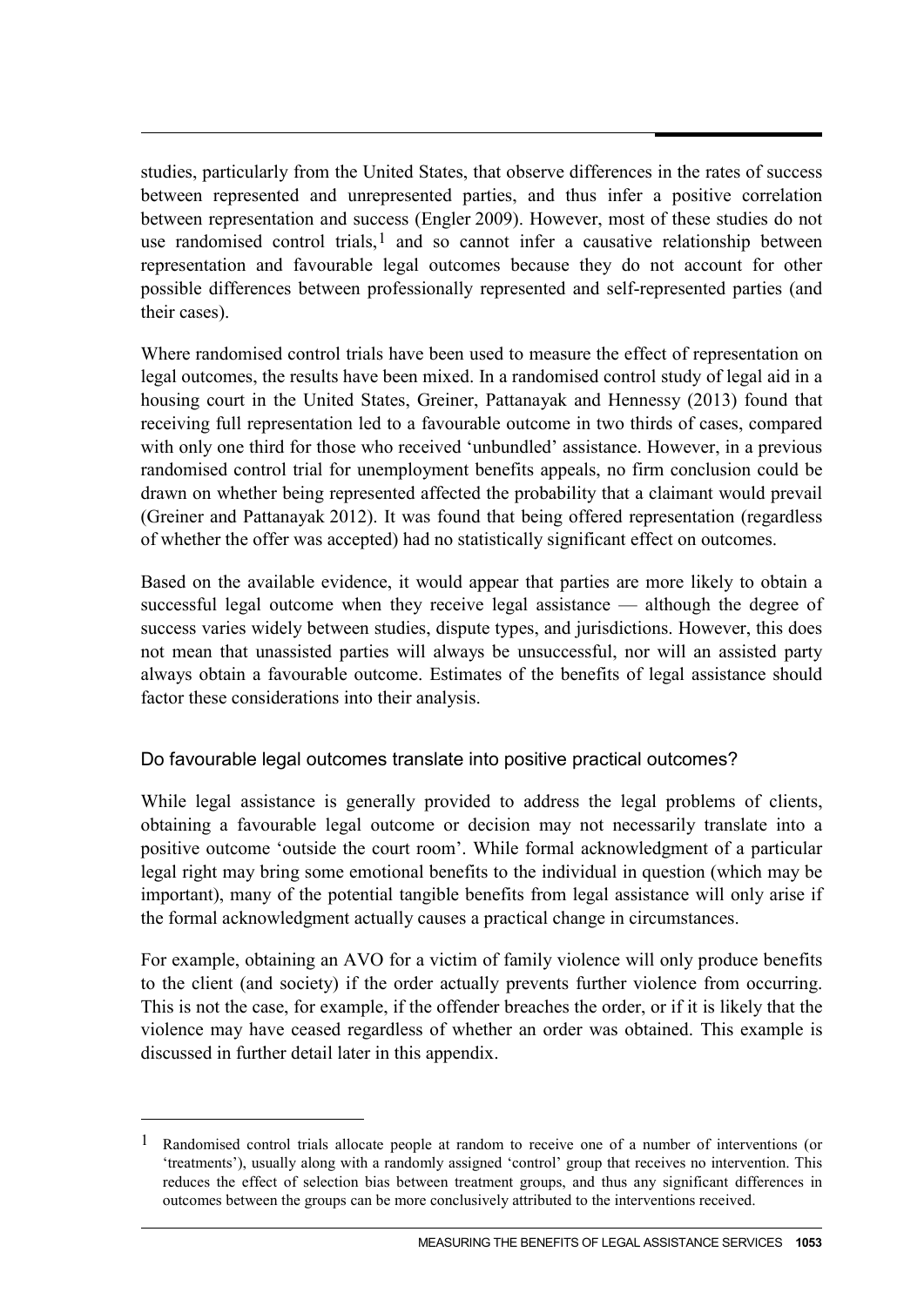studies, particularly from the United States, that observe differences in the rates of success between represented and unrepresented parties, and thus infer a positive correlation between representation and success (Engler 2009). However, most of these studies do not use randomised control trials,[1] and so cannot infer a causative relationship between representation and favourable legal outcomes because they do not account for other possible differences between professionally represented and self-represented parties (and their cases).

Where randomised control trials have been used to measure the effect of representation on legal outcomes, the results have been mixed. In a randomised control study of legal aid in a housing court in the United States, Greiner, Pattanayak and Hennessy (2013) found that receiving full representation led to a favourable outcome in two thirds of cases, compared with only one third for those who received 'unbundled' assistance. However, in a previous randomised control trial for unemployment benefits appeals, no firm conclusion could be drawn on whether being represented affected the probability that a claimant would prevail (Greiner and Pattanayak 2012). It was found that being offered representation (regardless of whether the offer was accepted) had no statistically significant effect on outcomes.

Based on the available evidence, it would appear that parties are more likely to obtain a successful legal outcome when they receive legal assistance — although the degree of success varies widely between studies, dispute types, and jurisdictions. However, this does not mean that unassisted parties will always be unsuccessful, nor will an assisted party always obtain a favourable outcome. Estimates of the benefits of legal assistance should factor these considerations into their analysis.

### Do favourable legal outcomes translate into positive practical outcomes?

While legal assistance is generally provided to address the legal problems of clients, obtaining a favourable legal outcome or decision may not necessarily translate into a positive outcome 'outside the court room'. While formal acknowledgment of a particular legal right may bring some emotional benefits to the individual in question (which may be important), many of the potential tangible benefits from legal assistance will only arise if the formal acknowledgment actually causes a practical change in circumstances.

For example, obtaining an AVO for a victim of family violence will only produce benefits to the client (and society) if the order actually prevents further violence from occurring. This is not the case, for example, if the offender breaches the order, or if it is likely that the violence may have ceased regardless of whether an order was obtained. This example is discussed in further detail later in this appendix.

---

[1] Randomised control trials allocate people at random to receive one of a number of interventions (or 'treatments'), usually along with a randomly assigned 'control' group that receives no intervention. This reduces the effect of selection bias between treatment groups, and thus any significant differences in outcomes between the groups can be more conclusively attributed to the interventions received.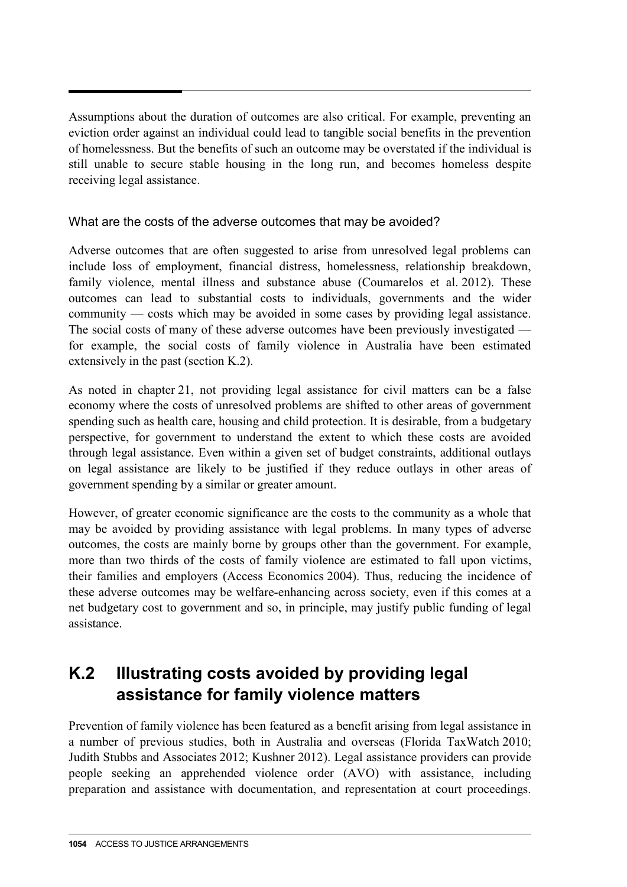Assumptions about the duration of outcomes are also critical. For example, preventing an eviction order against an individual could lead to tangible social benefits in the prevention of homelessness. But the benefits of such an outcome may be overstated if the individual is still unable to secure stable housing in the long run, and becomes homeless despite receiving legal assistance.

### What are the costs of the adverse outcomes that may be avoided?

Adverse outcomes that are often suggested to arise from unresolved legal problems can include loss of employment, financial distress, homelessness, relationship breakdown, family violence, mental illness and substance abuse (Coumarelos et al. 2012). These outcomes can lead to substantial costs to individuals, governments and the wider community — costs which may be avoided in some cases by providing legal assistance. The social costs of many of these adverse outcomes have been previously investigated — for example, the social costs of family violence in Australia have been estimated extensively in the past (section K.2).

As noted in chapter 21, not providing legal assistance for civil matters can be a false economy where the costs of unresolved problems are shifted to other areas of government spending such as health care, housing and child protection. It is desirable, from a budgetary perspective, for government to understand the extent to which these costs are avoided through legal assistance. Even within a given set of budget constraints, additional outlays on legal assistance are likely to be justified if they reduce outlays in other areas of government spending by a similar or greater amount.

However, of greater economic significance are the costs to the community as a whole that may be avoided by providing assistance with legal problems. In many types of adverse outcomes, the costs are mainly borne by groups other than the government. For example, more than two thirds of the costs of family violence are estimated to fall upon victims, their families and employers (Access Economics 2004). Thus, reducing the incidence of these adverse outcomes may be welfare-enhancing across society, even if this comes at a net budgetary cost to government and so, in principle, may justify public funding of legal assistance.

## K.2 Illustrating costs avoided by providing legal assistance for family violence matters

Prevention of family violence has been featured as a benefit arising from legal assistance in a number of previous studies, both in Australia and overseas (Florida TaxWatch 2010; Judith Stubbs and Associates 2012; Kushner 2012). Legal assistance providers can provide people seeking an apprehended violence order (AVO) with assistance, including preparation and assistance with documentation, and representation at court proceedings.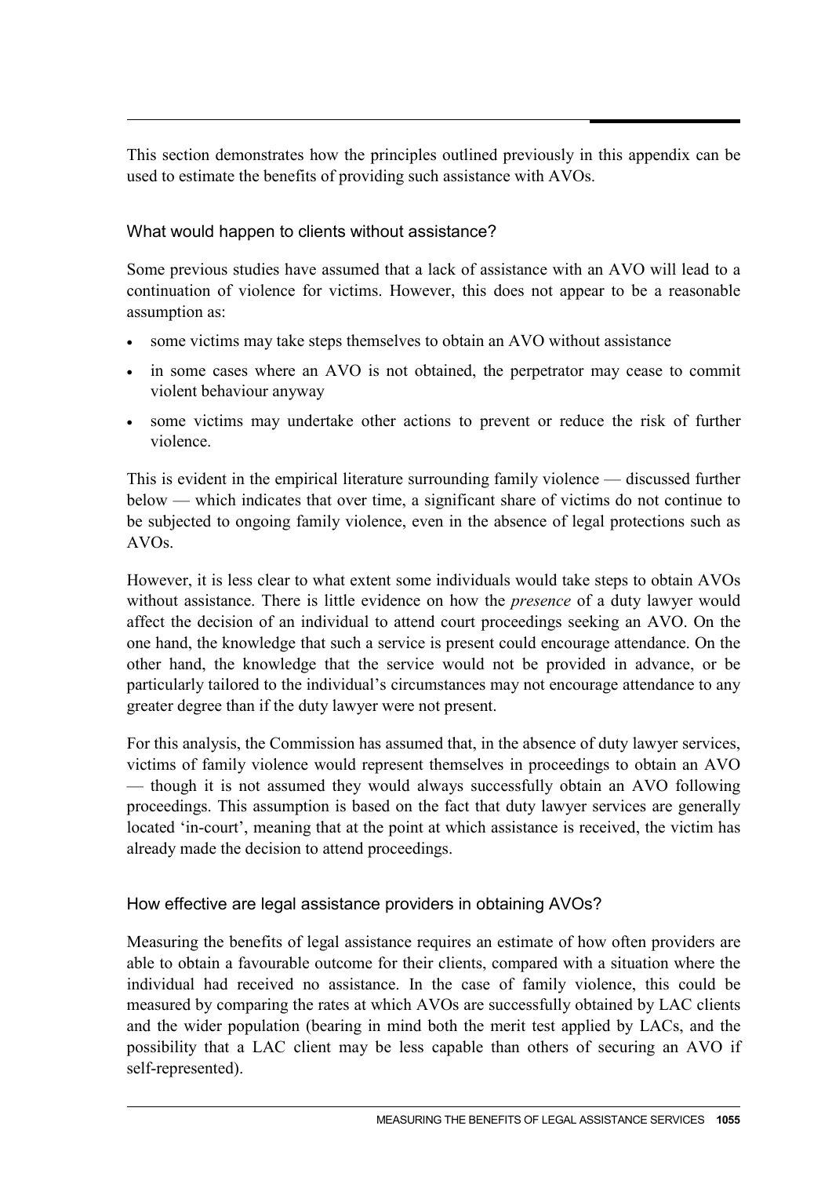This section demonstrates how the principles outlined previously in this appendix can be used to estimate the benefits of providing such assistance with AVOs.

### What would happen to clients without assistance?

Some previous studies have assumed that a lack of assistance with an AVO will lead to a continuation of violence for victims. However, this does not appear to be a reasonable assumption as:

- some victims may take steps themselves to obtain an AVO without assistance
- in some cases where an AVO is not obtained, the perpetrator may cease to commit violent behaviour anyway
- some victims may undertake other actions to prevent or reduce the risk of further violence.

This is evident in the empirical literature surrounding family violence — discussed further below — which indicates that over time, a significant share of victims do not continue to be subjected to ongoing family violence, even in the absence of legal protections such as AVOs.

However, it is less clear to what extent some individuals would take steps to obtain AVOs without assistance. There is little evidence on how the *presence* of a duty lawyer would affect the decision of an individual to attend court proceedings seeking an AVO. On the one hand, the knowledge that such a service is present could encourage attendance. On the other hand, the knowledge that the service would not be provided in advance, or be particularly tailored to the individual's circumstances may not encourage attendance to any greater degree than if the duty lawyer were not present.

For this analysis, the Commission has assumed that, in the absence of duty lawyer services, victims of family violence would represent themselves in proceedings to obtain an AVO — though it is not assumed they would always successfully obtain an AVO following proceedings. This assumption is based on the fact that duty lawyer services are generally located 'in-court', meaning that at the point at which assistance is received, the victim has already made the decision to attend proceedings.

### How effective are legal assistance providers in obtaining AVOs?

Measuring the benefits of legal assistance requires an estimate of how often providers are able to obtain a favourable outcome for their clients, compared with a situation where the individual had received no assistance. In the case of family violence, this could be measured by comparing the rates at which AVOs are successfully obtained by LAC clients and the wider population (bearing in mind both the merit test applied by LACs, and the possibility that a LAC client may be less capable than others of securing an AVO if self-represented).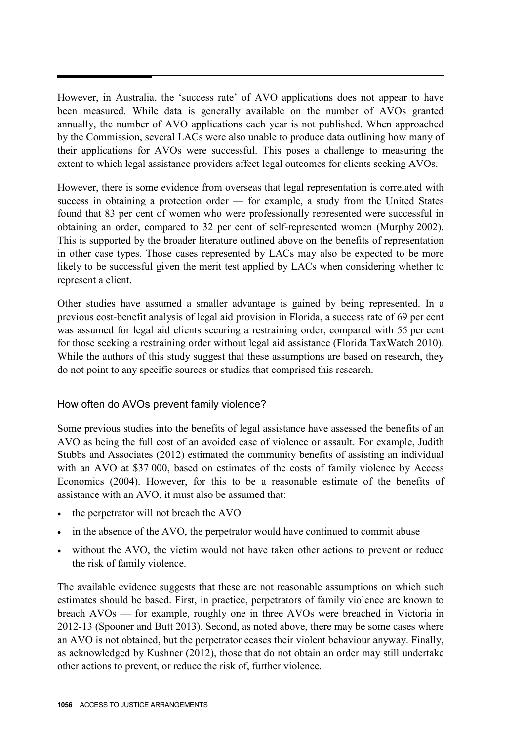However, in Australia, the 'success rate' of AVO applications does not appear to have been measured. While data is generally available on the number of AVOs granted annually, the number of AVO applications each year is not published. When approached by the Commission, several LACs were also unable to produce data outlining how many of their applications for AVOs were successful. This poses a challenge to measuring the extent to which legal assistance providers affect legal outcomes for clients seeking AVOs.

However, there is some evidence from overseas that legal representation is correlated with success in obtaining a protection order — for example, a study from the United States found that 83 per cent of women who were professionally represented were successful in obtaining an order, compared to 32 per cent of self-represented women (Murphy 2002). This is supported by the broader literature outlined above on the benefits of representation in other case types. Those cases represented by LACs may also be expected to be more likely to be successful given the merit test applied by LACs when considering whether to represent a client.

Other studies have assumed a smaller advantage is gained by being represented. In a previous cost-benefit analysis of legal aid provision in Florida, a success rate of 69 per cent was assumed for legal aid clients securing a restraining order, compared with 55 per cent for those seeking a restraining order without legal aid assistance (Florida TaxWatch 2010). While the authors of this study suggest that these assumptions are based on research, they do not point to any specific sources or studies that comprised this research.

### How often do AVOs prevent family violence?

Some previous studies into the benefits of legal assistance have assessed the benefits of an AVO as being the full cost of an avoided case of violence or assault. For example, Judith Stubbs and Associates (2012) estimated the community benefits of assisting an individual with an AVO at $37 000, based on estimates of the costs of family violence by Access Economics (2004). However, for this to be a reasonable estimate of the benefits of assistance with an AVO, it must also be assumed that:

- the perpetrator will not breach the AVO
- in the absence of the AVO, the perpetrator would have continued to commit abuse
- without the AVO, the victim would not have taken other actions to prevent or reduce the risk of family violence.

The available evidence suggests that these are not reasonable assumptions on which such estimates should be based. First, in practice, perpetrators of family violence are known to breach AVOs — for example, roughly one in three AVOs were breached in Victoria in 2012-13 (Spooner and Butt 2013). Second, as noted above, there may be some cases where an AVO is not obtained, but the perpetrator ceases their violent behaviour anyway. Finally, as acknowledged by Kushner (2012), those that do not obtain an order may still undertake other actions to prevent, or reduce the risk of, further violence.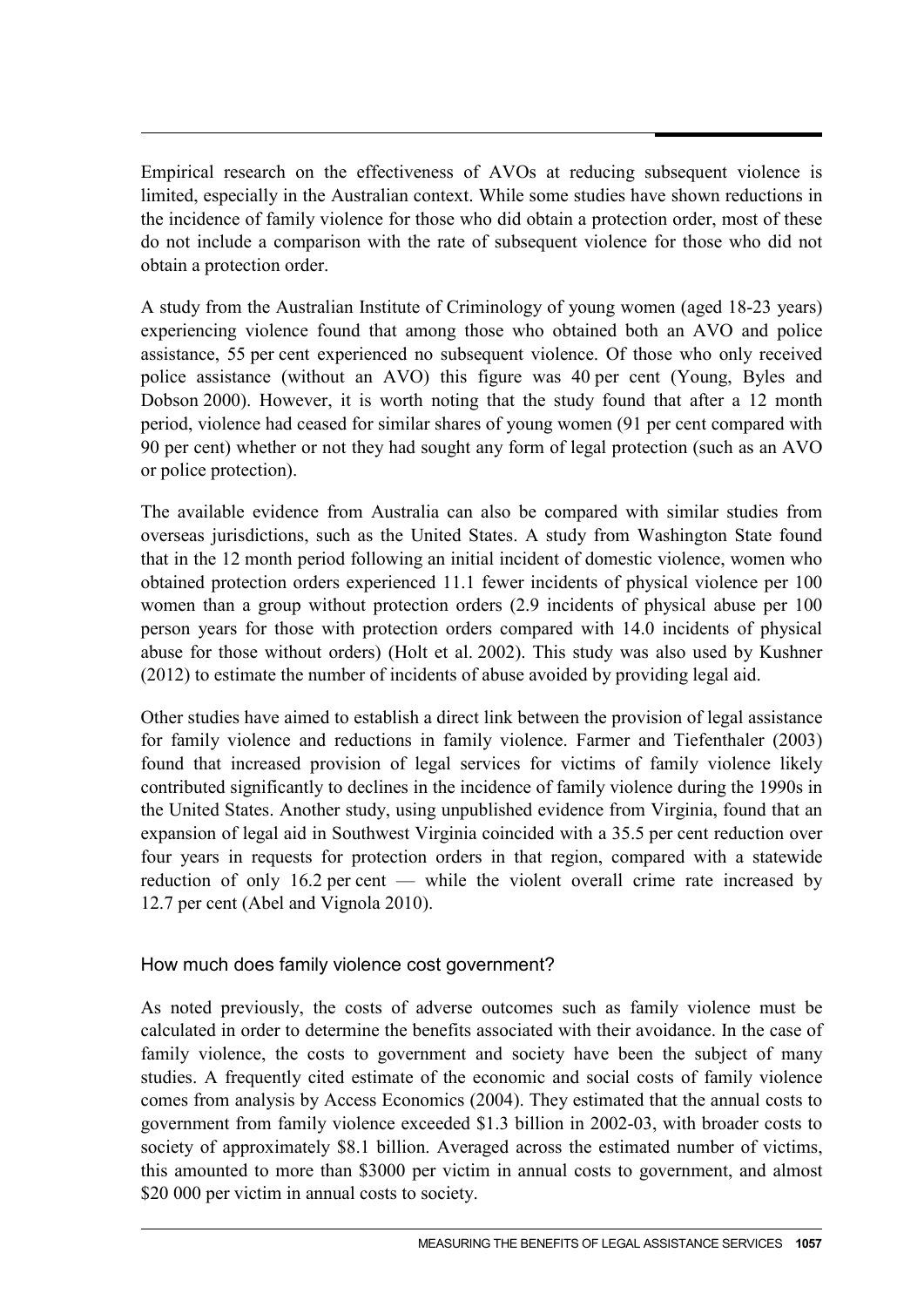Empirical research on the effectiveness of AVOs at reducing subsequent violence is limited, especially in the Australian context. While some studies have shown reductions in the incidence of family violence for those who did obtain a protection order, most of these do not include a comparison with the rate of subsequent violence for those who did not obtain a protection order.

A study from the Australian Institute of Criminology of young women (aged 18-23 years) experiencing violence found that among those who obtained both an AVO and police assistance, 55 per cent experienced no subsequent violence. Of those who only received police assistance (without an AVO) this figure was 40 per cent (Young, Byles and Dobson 2000). However, it is worth noting that the study found that after a 12 month period, violence had ceased for similar shares of young women (91 per cent compared with 90 per cent) whether or not they had sought any form of legal protection (such as an AVO or police protection).

The available evidence from Australia can also be compared with similar studies from overseas jurisdictions, such as the United States. A study from Washington State found that in the 12 month period following an initial incident of domestic violence, women who obtained protection orders experienced 11.1 fewer incidents of physical violence per 100 women than a group without protection orders (2.9 incidents of physical abuse per 100 person years for those with protection orders compared with 14.0 incidents of physical abuse for those without orders) (Holt et al. 2002). This study was also used by Kushner (2012) to estimate the number of incidents of abuse avoided by providing legal aid.

Other studies have aimed to establish a direct link between the provision of legal assistance for family violence and reductions in family violence. Farmer and Tiefenthaler (2003) found that increased provision of legal services for victims of family violence likely contributed significantly to declines in the incidence of family violence during the 1990s in the United States. Another study, using unpublished evidence from Virginia, found that an expansion of legal aid in Southwest Virginia coincided with a 35.5 per cent reduction over four years in requests for protection orders in that region, compared with a statewide reduction of only 16.2 per cent — while the violent overall crime rate increased by 12.7 per cent (Abel and Vignola 2010).

### How much does family violence cost government?

As noted previously, the costs of adverse outcomes such as family violence must be calculated in order to determine the benefits associated with their avoidance. In the case of family violence, the costs to government and society have been the subject of many studies. A frequently cited estimate of the economic and social costs of family violence comes from analysis by Access Economics (2004). They estimated that the annual costs to government from family violence exceeded $1.3 billion in 2002-03, with broader costs to society of approximately $8.1 billion. Averaged across the estimated number of victims, this amounted to more than $3000 per victim in annual costs to government, and almost $20 000 per victim in annual costs to society.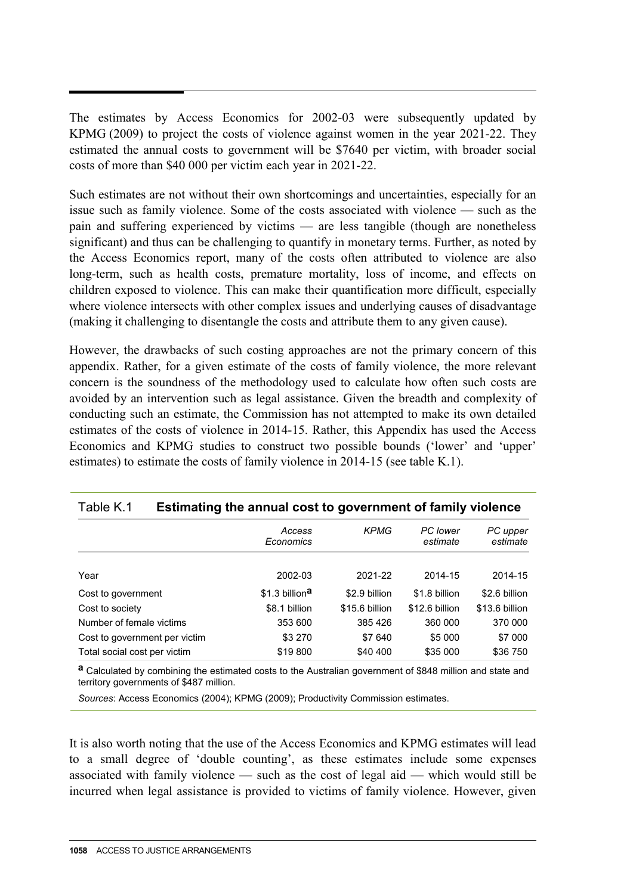The estimates by Access Economics for 2002-03 were subsequently updated by KPMG (2009) to project the costs of violence against women in the year 2021-22. They estimated the annual costs to government will be $7640 per victim, with broader social costs of more than $40 000 per victim each year in 2021-22.

Such estimates are not without their own shortcomings and uncertainties, especially for an issue such as family violence. Some of the costs associated with violence — such as the pain and suffering experienced by victims — are less tangible (though are nonetheless significant) and thus can be challenging to quantify in monetary terms. Further, as noted by the Access Economics report, many of the costs often attributed to violence are also long-term, such as health costs, premature mortality, loss of income, and effects on children exposed to violence. This can make their quantification more difficult, especially where violence intersects with other complex issues and underlying causes of disadvantage (making it challenging to disentangle the costs and attribute them to any given cause).

However, the drawbacks of such costing approaches are not the primary concern of this appendix. Rather, for a given estimate of the costs of family violence, the more relevant concern is the soundness of the methodology used to calculate how often such costs are avoided by an intervention such as legal assistance. Given the breadth and complexity of conducting such an estimate, the Commission has not attempted to make its own detailed estimates of the costs of violence in 2014-15. Rather, this Appendix has used the Access Economics and KPMG studies to construct two possible bounds ('lower' and 'upper' estimates) to estimate the costs of family violence in 2014-15 (see table K.1).

Table K.1 **Estimating the annual cost to government of family violence**

| | *Access Economics* | *KPMG* | *PC lower estimate* | *PC upper estimate* |
|---|---|---|---|---|
| Year | 2002-03 | 2021-22 | 2014-15 | 2014-15 |
| Cost to government | $1.3 billion[a] | $2.9 billion | $1.8 billion | $2.6 billion |
| Cost to society | $8.1 billion | $15.6 billion | $12.6 billion | $13.6 billion |
| Number of female victims | 353 600 | 385 426 | 360 000 | 370 000 |
| Cost to government per victim | $3 270 | $7 640 | $5 000 | $7 000 |
| Total social cost per victim | $19 800 | $40 400 | $35 000 | $36 750 |

**a** Calculated by combining the estimated costs to the Australian government of $848 million and state and territory governments of $487 million.

*Sources*: Access Economics (2004); KPMG (2009); Productivity Commission estimates.

It is also worth noting that the use of the Access Economics and KPMG estimates will lead to a small degree of 'double counting', as these estimates include some expenses associated with family violence — such as the cost of legal aid — which would still be incurred when legal assistance is provided to victims of family violence. However, given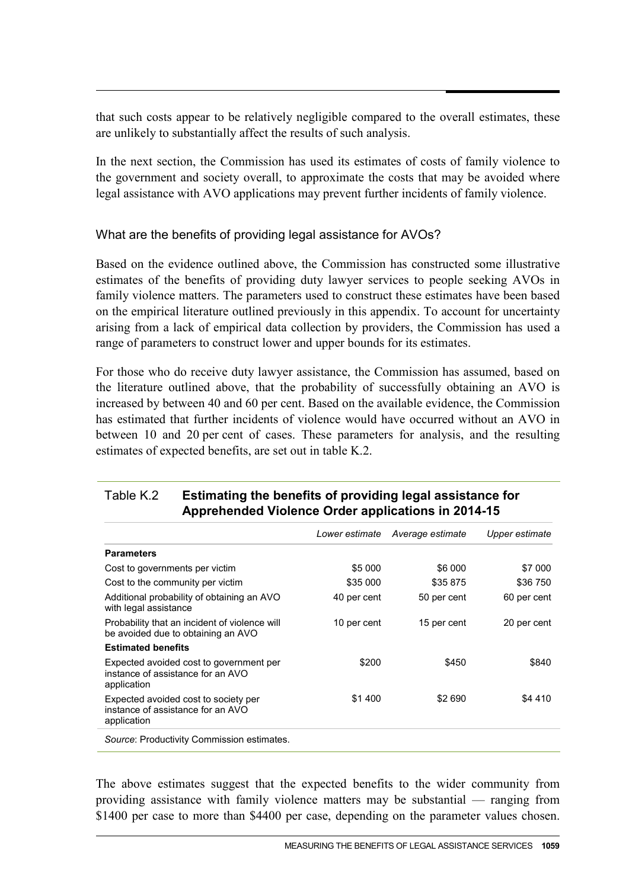that such costs appear to be relatively negligible compared to the overall estimates, these are unlikely to substantially affect the results of such analysis.

In the next section, the Commission has used its estimates of costs of family violence to the government and society overall, to approximate the costs that may be avoided where legal assistance with AVO applications may prevent further incidents of family violence.

### What are the benefits of providing legal assistance for AVOs?

Based on the evidence outlined above, the Commission has constructed some illustrative estimates of the benefits of providing duty lawyer services to people seeking AVOs in family violence matters. The parameters used to construct these estimates have been based on the empirical literature outlined previously in this appendix. To account for uncertainty arising from a lack of empirical data collection by providers, the Commission has used a range of parameters to construct lower and upper bounds for its estimates.

For those who do receive duty lawyer assistance, the Commission has assumed, based on the literature outlined above, that the probability of successfully obtaining an AVO is increased by between 40 and 60 per cent. Based on the available evidence, the Commission has estimated that further incidents of violence would have occurred without an AVO in between 10 and 20 per cent of cases. These parameters for analysis, and the resulting estimates of expected benefits, are set out in table K.2.

Table K.2 **Estimating the benefits of providing legal assistance for Apprehended Violence Order applications in 2014-15**

| | *Lower estimate* | *Average estimate* | *Upper estimate* |
|---|---|---|---|
| **Parameters** | | | |
| Cost to governments per victim | \$5 000 | \$6 000 | \$7 000 |
| Cost to the community per victim | \$35 000 | \$35 875 | \$36 750 |
| Additional probability of obtaining an AVO with legal assistance | 40 per cent | 50 per cent | 60 per cent |
| Probability that an incident of violence will be avoided due to obtaining an AVO | 10 per cent | 15 per cent | 20 per cent |
| **Estimated benefits** | | | |
| Expected avoided cost to government per instance of assistance for an AVO application | \$200 | \$450 | \$840 |
| Expected avoided cost to society per instance of assistance for an AVO application | \$1 400 | \$2 690 | \$4 410 |

*Source*: Productivity Commission estimates.

The above estimates suggest that the expected benefits to the wider community from providing assistance with family violence matters may be substantial — ranging from \$1400 per case to more than \$4400 per case, depending on the parameter values chosen.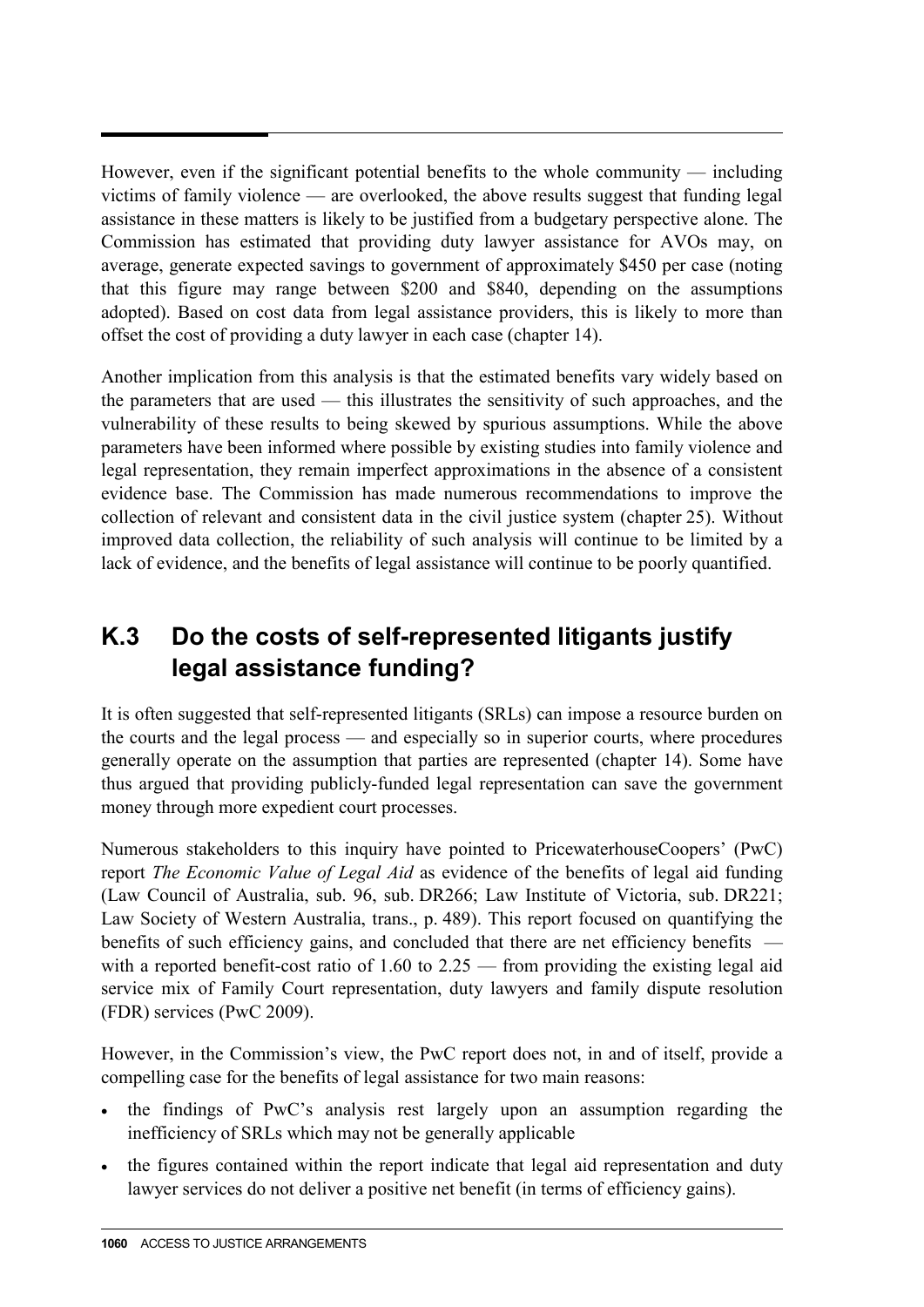However, even if the significant potential benefits to the whole community — including victims of family violence — are overlooked, the above results suggest that funding legal assistance in these matters is likely to be justified from a budgetary perspective alone. The Commission has estimated that providing duty lawyer assistance for AVOs may, on average, generate expected savings to government of approximately $450 per case (noting that this figure may range between $200 and $840, depending on the assumptions adopted). Based on cost data from legal assistance providers, this is likely to more than offset the cost of providing a duty lawyer in each case (chapter 14).

Another implication from this analysis is that the estimated benefits vary widely based on the parameters that are used — this illustrates the sensitivity of such approaches, and the vulnerability of these results to being skewed by spurious assumptions. While the above parameters have been informed where possible by existing studies into family violence and legal representation, they remain imperfect approximations in the absence of a consistent evidence base. The Commission has made numerous recommendations to improve the collection of relevant and consistent data in the civil justice system (chapter 25). Without improved data collection, the reliability of such analysis will continue to be limited by a lack of evidence, and the benefits of legal assistance will continue to be poorly quantified.

## K.3 Do the costs of self-represented litigants justify legal assistance funding?

It is often suggested that self-represented litigants (SRLs) can impose a resource burden on the courts and the legal process — and especially so in superior courts, where procedures generally operate on the assumption that parties are represented (chapter 14). Some have thus argued that providing publicly-funded legal representation can save the government money through more expedient court processes.

Numerous stakeholders to this inquiry have pointed to PricewaterhouseCoopers' (PwC) report *The Economic Value of Legal Aid* as evidence of the benefits of legal aid funding (Law Council of Australia, sub. 96, sub. DR266; Law Institute of Victoria, sub. DR221; Law Society of Western Australia, trans., p. 489). This report focused on quantifying the benefits of such efficiency gains, and concluded that there are net efficiency benefits — with a reported benefit-cost ratio of 1.60 to 2.25 — from providing the existing legal aid service mix of Family Court representation, duty lawyers and family dispute resolution (FDR) services (PwC 2009).

However, in the Commission's view, the PwC report does not, in and of itself, provide a compelling case for the benefits of legal assistance for two main reasons:

- the findings of PwC's analysis rest largely upon an assumption regarding the inefficiency of SRLs which may not be generally applicable
- the figures contained within the report indicate that legal aid representation and duty lawyer services do not deliver a positive net benefit (in terms of efficiency gains).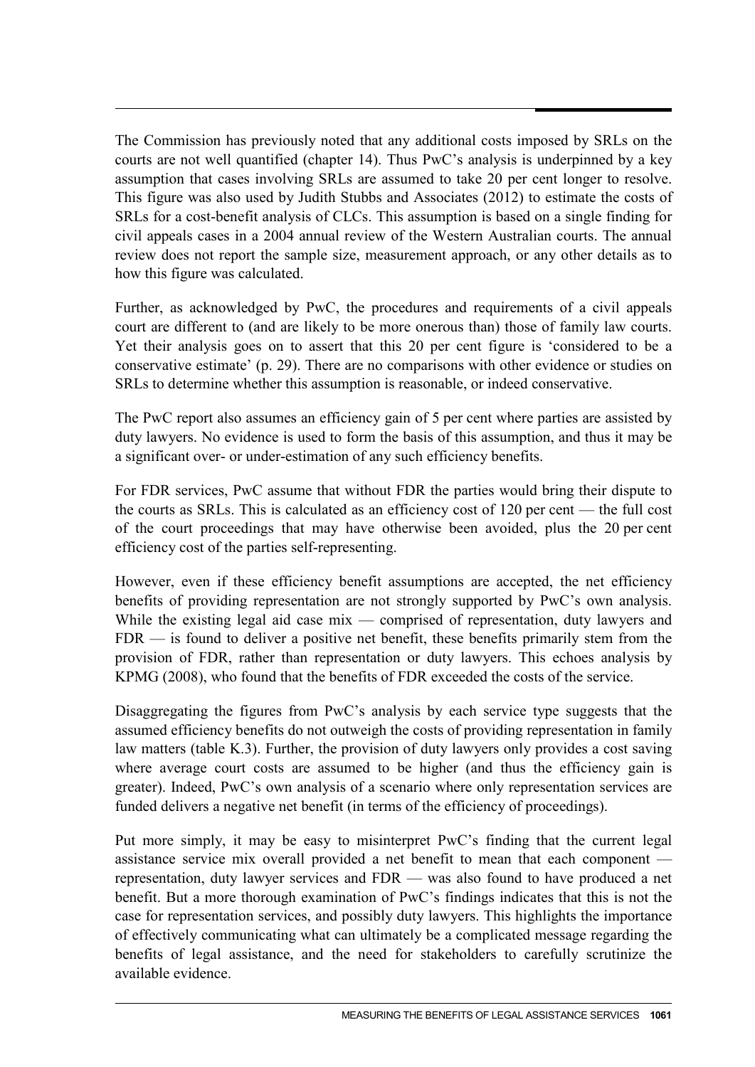The Commission has previously noted that any additional costs imposed by SRLs on the courts are not well quantified (chapter 14). Thus PwC's analysis is underpinned by a key assumption that cases involving SRLs are assumed to take 20 per cent longer to resolve. This figure was also used by Judith Stubbs and Associates (2012) to estimate the costs of SRLs for a cost-benefit analysis of CLCs. This assumption is based on a single finding for civil appeals cases in a 2004 annual review of the Western Australian courts. The annual review does not report the sample size, measurement approach, or any other details as to how this figure was calculated.

Further, as acknowledged by PwC, the procedures and requirements of a civil appeals court are different to (and are likely to be more onerous than) those of family law courts. Yet their analysis goes on to assert that this 20 per cent figure is 'considered to be a conservative estimate' (p. 29). There are no comparisons with other evidence or studies on SRLs to determine whether this assumption is reasonable, or indeed conservative.

The PwC report also assumes an efficiency gain of 5 per cent where parties are assisted by duty lawyers. No evidence is used to form the basis of this assumption, and thus it may be a significant over- or under-estimation of any such efficiency benefits.

For FDR services, PwC assume that without FDR the parties would bring their dispute to the courts as SRLs. This is calculated as an efficiency cost of 120 per cent — the full cost of the court proceedings that may have otherwise been avoided, plus the 20 per cent efficiency cost of the parties self-representing.

However, even if these efficiency benefit assumptions are accepted, the net efficiency benefits of providing representation are not strongly supported by PwC's own analysis. While the existing legal aid case mix — comprised of representation, duty lawyers and FDR — is found to deliver a positive net benefit, these benefits primarily stem from the provision of FDR, rather than representation or duty lawyers. This echoes analysis by KPMG (2008), who found that the benefits of FDR exceeded the costs of the service.

Disaggregating the figures from PwC's analysis by each service type suggests that the assumed efficiency benefits do not outweigh the costs of providing representation in family law matters (table K.3). Further, the provision of duty lawyers only provides a cost saving where average court costs are assumed to be higher (and thus the efficiency gain is greater). Indeed, PwC's own analysis of a scenario where only representation services are funded delivers a negative net benefit (in terms of the efficiency of proceedings).

Put more simply, it may be easy to misinterpret PwC's finding that the current legal assistance service mix overall provided a net benefit to mean that each component — representation, duty lawyer services and FDR — was also found to have produced a net benefit. But a more thorough examination of PwC's findings indicates that this is not the case for representation services, and possibly duty lawyers. This highlights the importance of effectively communicating what can ultimately be a complicated message regarding the benefits of legal assistance, and the need for stakeholders to carefully scrutinize the available evidence.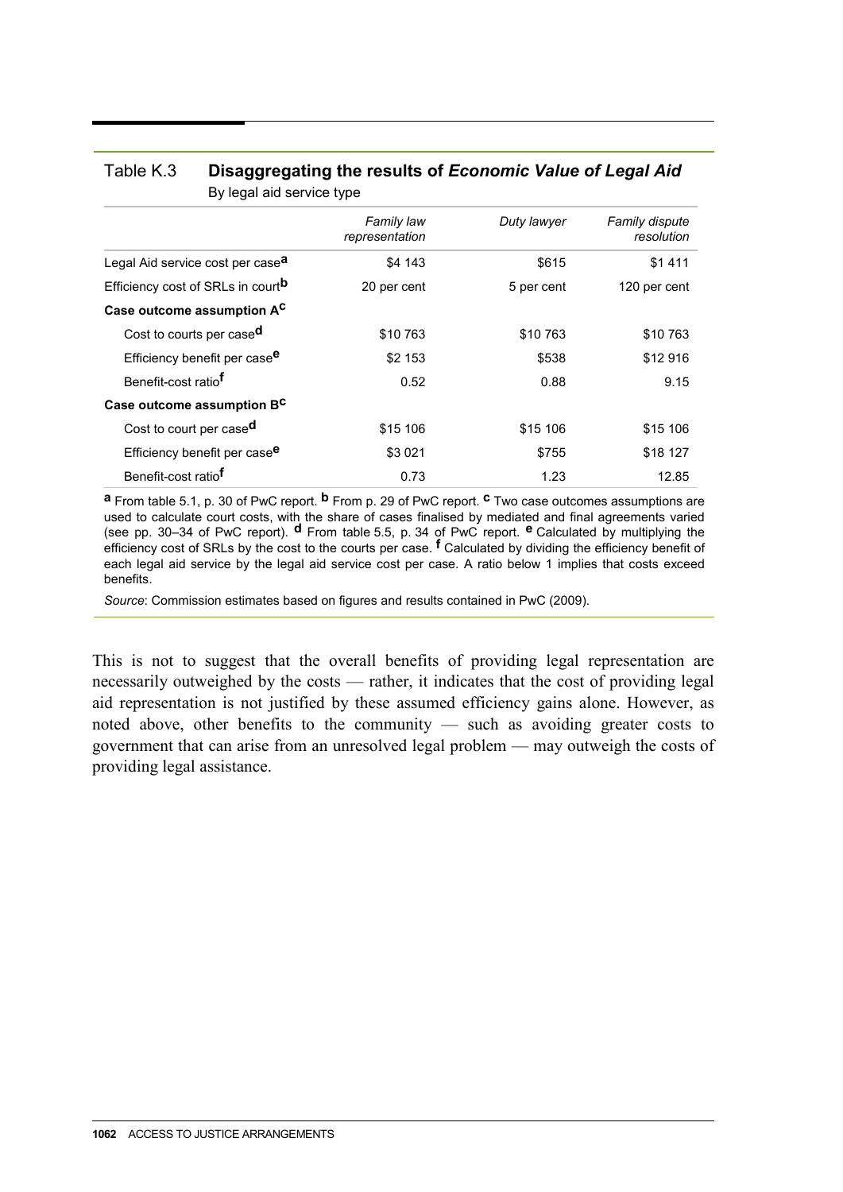## Table K.3 **Disaggregating the results of *Economic Value of Legal Aid***

By legal aid service type

| | *Family law representation* | *Duty lawyer* | *Family dispute resolution* |
|---|---|---|---|
| Legal Aid service cost per case[a] | $4 143 | $615 | $1 411 |
| Efficiency cost of SRLs in court[b] | 20 per cent | 5 per cent | 120 per cent |
| **Case outcome assumption A[c]** | | | |
| Cost to courts per case[d] | $10 763 | $10 763 | $10 763 |
| Efficiency benefit per case[e] | $2 153 | $538 | $12 916 |
| Benefit-cost ratio[f] | 0.52 | 0.88 | 9.15 |
| **Case outcome assumption B[c]** | | | |
| Cost to court per case[d] | $15 106 | $15 106 | $15 106 |
| Efficiency benefit per case[e] | $3 021 | $755 | $18 127 |
| Benefit-cost ratio[f] | 0.73 | 1.23 | 12.85 |

**a** From table 5.1, p. 30 of PwC report. **b** From p. 29 of PwC report. **c** Two case outcomes assumptions are used to calculate court costs, with the share of cases finalised by mediated and final agreements varied (see pp. 30–34 of PwC report). **d** From table 5.5, p. 34 of PwC report. **e** Calculated by multiplying the efficiency cost of SRLs by the cost to the courts per case. **f** Calculated by dividing the efficiency benefit of each legal aid service by the legal aid service cost per case. A ratio below 1 implies that costs exceed benefits.

*Source*: Commission estimates based on figures and results contained in PwC (2009).

This is not to suggest that the overall benefits of providing legal representation are necessarily outweighed by the costs — rather, it indicates that the cost of providing legal aid representation is not justified by these assumed efficiency gains alone. However, as noted above, other benefits to the community — such as avoiding greater costs to government that can arise from an unresolved legal problem — may outweigh the costs of providing legal assistance.